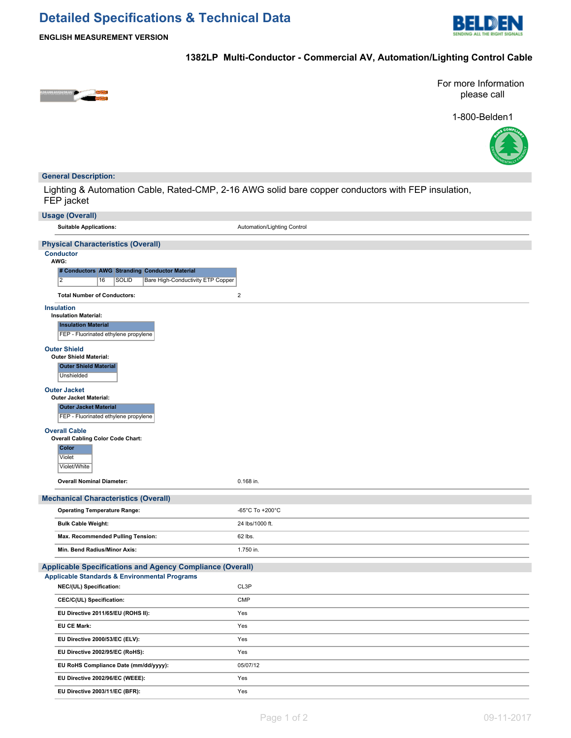# Detailed Specifications & Technical Data

**ENGLISH MEASUREMENT VERSION**

## 1382LP Multi-Conductor - Commercial AV, Automation/Lighting Control Cable

For more Information please call

1-800-Belden1

### General Description:

Lighting & Automation Cable, Rated-CMP, 2-16 AWG solid bare copper conductors with FEP insulation, FEP jacket

### Usage (Overall)

| | |
|---|---|
| **Suitable Applications:** | Automation/Lighting Control |

### Physical Characteristics (Overall)

#### Conductor

**AWG:**

| # Conductors | AWG | Stranding | Conductor Material |
|---|---|---|---|
| 2 | 16 | SOLID | Bare High-Conductivity ETP Copper |

| | |
|---|---|
| **Total Number of Conductors:** | 2 |

#### Insulation

**Insulation Material:**

| Insulation Material |
|---|
| FEP - Fluorinated ethylene propylene |

#### Outer Shield

**Outer Shield Material:**

| Outer Shield Material |
|---|
| Unshielded |

#### Outer Jacket

**Outer Jacket Material:**

| Outer Jacket Material |
|---|
| FEP - Fluorinated ethylene propylene |

#### Overall Cable

**Overall Cabling Color Code Chart:**

| Color |
|---|
| Violet |
| Violet/White |

| | |
|---|---|
| **Overall Nominal Diameter:** | 0.168 in. |

### Mechanical Characteristics (Overall)

| | |
|---|---|
| **Operating Temperature Range:** | -65°C To +200°C |
| **Bulk Cable Weight:** | 24 lbs/1000 ft. |
| **Max. Recommended Pulling Tension:** | 62 lbs. |
| **Min. Bend Radius/Minor Axis:** | 1.750 in. |

### Applicable Specifications and Agency Compliance (Overall)

#### Applicable Standards & Environmental Programs

| | |
|---|---|
| **NEC/(UL) Specification:** | CL3P |
| **CEC/C(UL) Specification:** | CMP |
| **EU Directive 2011/65/EU (ROHS II):** | Yes |
| **EU CE Mark:** | Yes |
| **EU Directive 2000/53/EC (ELV):** | Yes |
| **EU Directive 2002/95/EC (RoHS):** | Yes |
| **EU RoHS Compliance Date (mm/dd/yyyy):** | 05/07/12 |
| **EU Directive 2002/96/EC (WEEE):** | Yes |
| **EU Directive 2003/11/EC (BFR):** | Yes |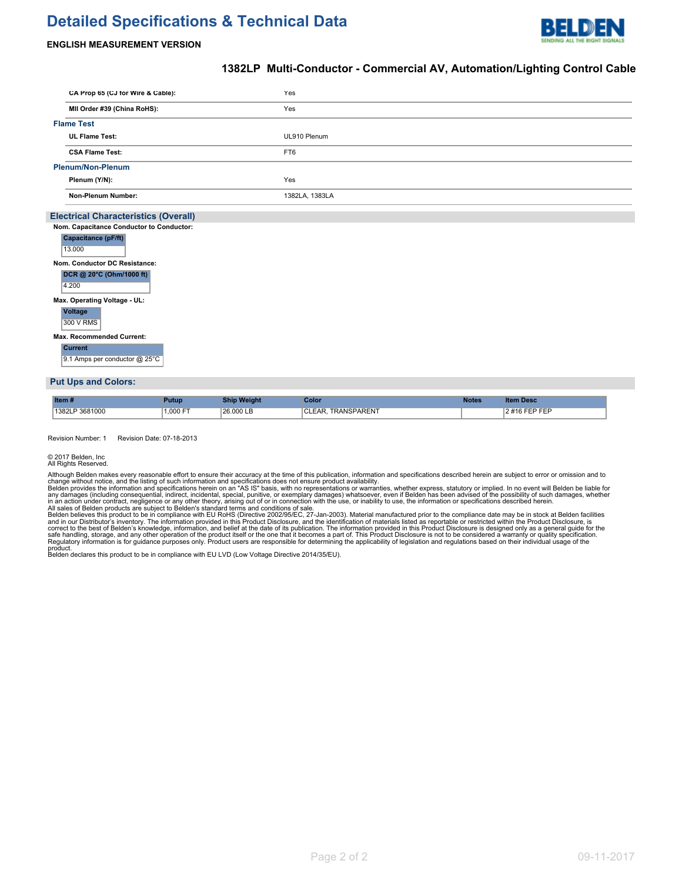# Detailed Specifications & Technical Data

**ENGLISH MEASUREMENT VERSION**

## 1382LP Multi-Conductor - Commercial AV, Automation/Lighting Control Cable

| | |
|---|---|
| **CA Prop 65 (CJ for Wire & Cable):** | Yes |
| **MII Order #39 (China RoHS):** | Yes |

### Flame Test

| | |
|---|---|
| **UL Flame Test:** | UL910 Plenum |
| **CSA Flame Test:** | FT6 |

### Plenum/Non-Plenum

| | |
|---|---|
| **Plenum (Y/N):** | Yes |
| **Non-Plenum Number:** | 1382LA, 1383LA |

## Electrical Characteristics (Overall)

**Nom. Capacitance Conductor to Conductor:**

| Capacitance (pF/ft) |
|---|
| 13.000 |

**Nom. Conductor DC Resistance:**

| DCR @ 20°C (Ohm/1000 ft) |
|---|
| 4.200 |

**Max. Operating Voltage - UL:**

| Voltage |
|---|
| 300 V RMS |

**Max. Recommended Current:**

| Current |
|---|
| 9.1 Amps per conductor @ 25°C |

## Put Ups and Colors:

| Item # | Putup | Ship Weight | Color | Notes | Item Desc |
|---|---|---|---|---|---|
| 1382LP 3681000 | 1,000 FT | 26.000 LB | CLEAR, TRANSPARENT | | 2 #16 FEP FEP |

Revision Number: 1 Revision Date: 07-18-2013

© 2017 Belden, Inc
All Rights Reserved.

Although Belden makes every reasonable effort to ensure their accuracy at the time of this publication, information and specifications described herein are subject to error or omission and to change without notice, and the listing of such information and specifications does not ensure product availability.
Belden provides the information and specifications herein on an "AS IS" basis, with no representations or warranties, whether express, statutory or implied. In no event will Belden be liable for any damages (including consequential, indirect, incidental, special, punitive, or exemplary damages) whatsoever, even if Belden has been advised of the possibility of such damages, whether in an action under contract, negligence or any other theory, arising out of or in connection with the use, or inability to use, the information or specifications described herein.
All sales of Belden products are subject to Belden's standard terms and conditions of sale.
Belden believes this product to be in compliance with EU RoHS (Directive 2002/95/EC, 27-Jan-2003). Material manufactured prior to the compliance date may be in stock at Belden facilities and in our Distributor's inventory. The information provided in this Product Disclosure, and the identification of materials listed as reportable or restricted within the Product Disclosure, is correct to the best of Belden's knowledge, information, and belief at the date of its publication. The information provided in this Product Disclosure is designed only as a general guide for the safe handling, storage, and any other operation of the product itself or the one that it becomes a part of. This Product Disclosure is not to be considered a warranty or quality specification. Regulatory information is for guidance purposes only. Product users are responsible for determining the applicability of legislation and regulations based on their individual usage of the product.
Belden declares this product to be in compliance with EU LVD (Low Voltage Directive 2014/35/EU).